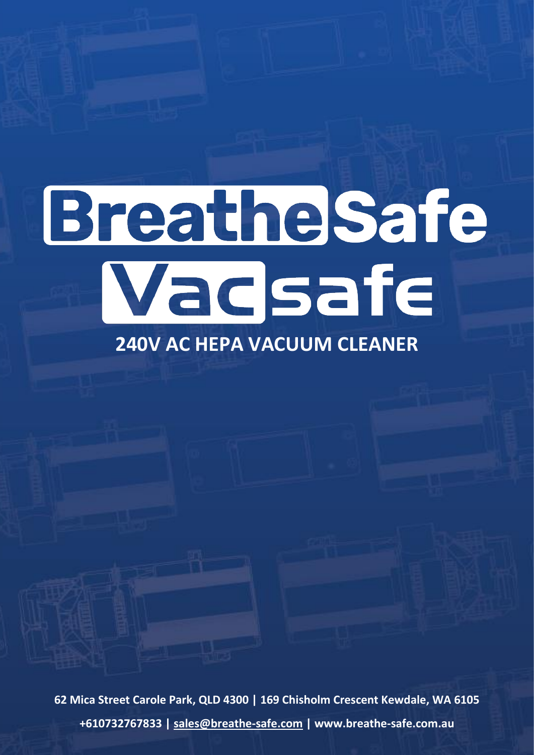# BreatheSafe

# Vacsafe

## 240V AC HEPA VACUUM CLEANER

**62 Mica Street Carole Park, QLD 4300 | 169 Chisholm Crescent Kewdale, WA 6105**

**+610732767833 | sales@breathe-safe.com | www.breathe-safe.com.au**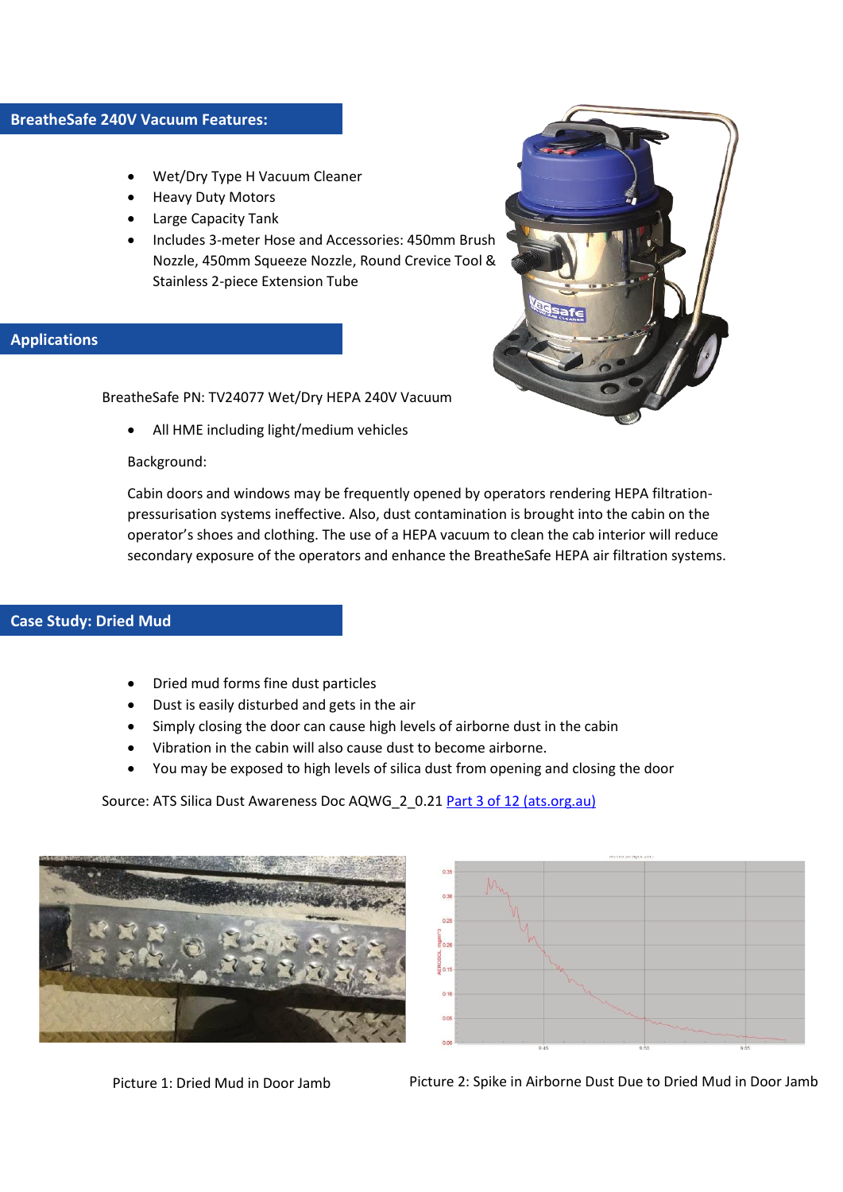## BreatheSafe 240V Vacuum Features:

- Wet/Dry Type H Vacuum Cleaner
- Heavy Duty Motors
- Large Capacity Tank
- Includes 3-meter Hose and Accessories: 450mm Brush Nozzle, 450mm Squeeze Nozzle, Round Crevice Tool & Stainless 2-piece Extension Tube

## Applications

BreatheSafe PN: TV24077 Wet/Dry HEPA 240V Vacuum

- All HME including light/medium vehicles

Background:

Cabin doors and windows may be frequently opened by operators rendering HEPA filtration-pressurisation systems ineffective. Also, dust contamination is brought into the cabin on the operator's shoes and clothing. The use of a HEPA vacuum to clean the cab interior will reduce secondary exposure of the operators and enhance the BreatheSafe HEPA air filtration systems.

## Case Study: Dried Mud

- Dried mud forms fine dust particles
- Dust is easily disturbed and gets in the air
- Simply closing the door can cause high levels of airborne dust in the cabin
- Vibration in the cabin will also cause dust to become airborne.
- You may be exposed to high levels of silica dust from opening and closing the door

Source: ATS Silica Dust Awareness Doc AQWG_2_0.21 [Part 3 of 12 (ats.org.au)]

Picture 1: Dried Mud in Door Jamb

Picture 2: Spike in Airborne Dust Due to Dried Mud in Door Jamb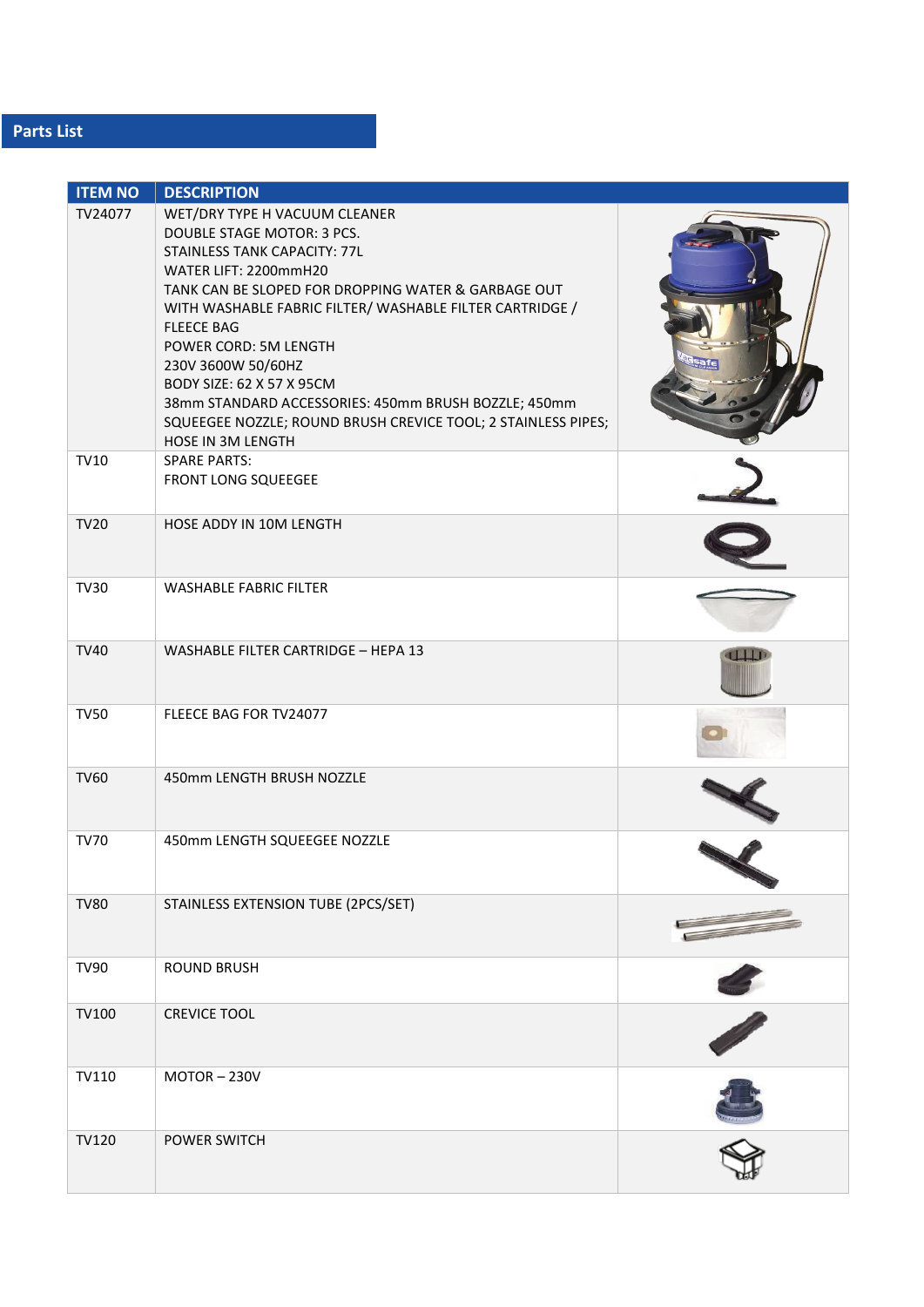## Parts List

| ITEM NO | DESCRIPTION | |
|---|---|---|
| TV24077 | WET/DRY TYPE H VACUUM CLEANER<br>DOUBLE STAGE MOTOR: 3 PCS.<br>STAINLESS TANK CAPACITY: 77L<br>WATER LIFT: 2200mmH20<br>TANK CAN BE SLOPED FOR DROPPING WATER & GARBAGE OUT<br>WITH WASHABLE FABRIC FILTER/ WASHABLE FILTER CARTRIDGE / FLEECE BAG<br>POWER CORD: 5M LENGTH<br>230V 3600W 50/60HZ<br>BODY SIZE: 62 X 57 X 95CM<br>38mm STANDARD ACCESSORIES: 450mm BRUSH BOZZLE; 450mm SQUEEGEE NOZZLE; ROUND BRUSH CREVICE TOOL; 2 STAINLESS PIPES; HOSE IN 3M LENGTH | |
| TV10 | SPARE PARTS:<br>FRONT LONG SQUEEGEE | |
| TV20 | HOSE ADDY IN 10M LENGTH | |
| TV30 | WASHABLE FABRIC FILTER | |
| TV40 | WASHABLE FILTER CARTRIDGE – HEPA 13 | |
| TV50 | FLEECE BAG FOR TV24077 | |
| TV60 | 450mm LENGTH BRUSH NOZZLE | |
| TV70 | 450mm LENGTH SQUEEGEE NOZZLE | |
| TV80 | STAINLESS EXTENSION TUBE (2PCS/SET) | |
| TV90 | ROUND BRUSH | |
| TV100 | CREVICE TOOL | |
| TV110 | MOTOR – 230V | |
| TV120 | POWER SWITCH | |